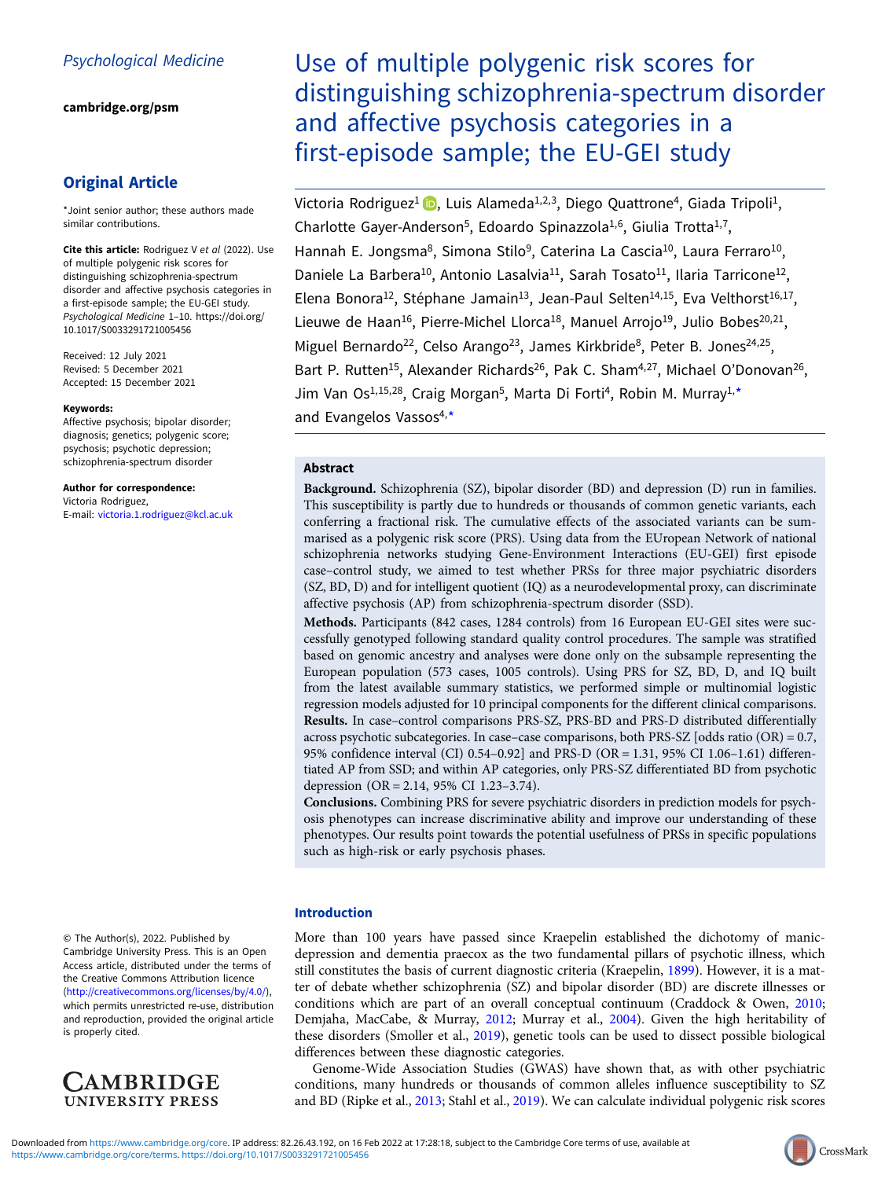Psychological Medicine

cambridge.org/psm

## Original Article

*Joint senior author; these authors made similar contributions.

**Cite this article:** Rodriguez V *et al* (2022). Use of multiple polygenic risk scores for distinguishing schizophrenia-spectrum disorder and affective psychosis categories in a first-episode sample; the EU-GEI study. *Psychological Medicine* 1–10. https://doi.org/10.1017/S0033291721005456

Received: 12 July 2021
Revised: 5 December 2021
Accepted: 15 December 2021

**Keywords:**
Affective psychosis; bipolar disorder; diagnosis; genetics; polygenic score; psychosis; psychotic depression; schizophrenia-spectrum disorder

**Author for correspondence:**
Victoria Rodriguez,
E-mail: victoria.1.rodriguez@kcl.ac.uk

© The Author(s), 2022. Published by Cambridge University Press. This is an Open Access article, distributed under the terms of the Creative Commons Attribution licence (http://creativecommons.org/licenses/by/4.0/), which permits unrestricted re-use, distribution and reproduction, provided the original article is properly cited.

# Use of multiple polygenic risk scores for distinguishing schizophrenia-spectrum disorder and affective psychosis categories in a first-episode sample; the EU-GEI study

Victoria Rodriguez[1], Luis Alameda[1,2,3], Diego Quattrone[4], Giada Tripoli[1], Charlotte Gayer-Anderson[5], Edoardo Spinazzola[1,6], Giulia Trotta[1,7], Hannah E. Jongsma[8], Simona Stilo[9], Caterina La Cascia[10], Laura Ferraro[10], Daniele La Barbera[10], Antonio Lasalvia[11], Sarah Tosato[11], Ilaria Tarricone[12], Elena Bonora[12], Stéphane Jamain[13], Jean-Paul Selten[14,15], Eva Velthorst[16,17], Lieuwe de Haan[16], Pierre-Michel Llorca[18], Manuel Arrojo[19], Julio Bobes[20,21], Miguel Bernardo[22], Celso Arango[23], James Kirkbride[8], Peter B. Jones[24,25], Bart P. Rutten[15], Alexander Richards[26], Pak C. Sham[4,27], Michael O'Donovan[26], Jim Van Os[1,15,28], Craig Morgan[5], Marta Di Forti[4], Robin M. Murray[1,*] and Evangelos Vassos[4,*]

## Abstract

**Background.** Schizophrenia (SZ), bipolar disorder (BD) and depression (D) run in families. This susceptibility is partly due to hundreds or thousands of common genetic variants, each conferring a fractional risk. The cumulative effects of the associated variants can be summarised as a polygenic risk score (PRS). Using data from the EUropean Network of national schizophrenia networks studying Gene-Environment Interactions (EU-GEI) first episode case–control study, we aimed to test whether PRSs for three major psychiatric disorders (SZ, BD, D) and for intelligent quotient (IQ) as a neurodevelopmental proxy, can discriminate affective psychosis (AP) from schizophrenia-spectrum disorder (SSD).

**Methods.** Participants (842 cases, 1284 controls) from 16 European EU-GEI sites were successfully genotyped following standard quality control procedures. The sample was stratified based on genomic ancestry and analyses were done only on the subsample representing the European population (573 cases, 1005 controls). Using PRS for SZ, BD, D, and IQ built from the latest available summary statistics, we performed simple or multinomial logistic regression models adjusted for 10 principal components for the different clinical comparisons.

**Results.** In case–control comparisons PRS-SZ, PRS-BD and PRS-D distributed differentially across psychotic subcategories. In case–case comparisons, both PRS-SZ [odds ratio (OR) = 0.7, 95% confidence interval (CI) 0.54–0.92] and PRS-D (OR = 1.31, 95% CI 1.06–1.61) differentiated AP from SSD; and within AP categories, only PRS-SZ differentiated BD from psychotic depression (OR = 2.14, 95% CI 1.23–3.74).

**Conclusions.** Combining PRS for severe psychiatric disorders in prediction models for psychosis phenotypes can increase discriminative ability and improve our understanding of these phenotypes. Our results point towards the potential usefulness of PRSs in specific populations such as high-risk or early psychosis phases.

## Introduction

More than 100 years have passed since Kraepelin established the dichotomy of manic-depression and dementia praecox as the two fundamental pillars of psychotic illness, which still constitutes the basis of current diagnostic criteria (Kraepelin, 1899). However, it is a matter of debate whether schizophrenia (SZ) and bipolar disorder (BD) are discrete illnesses or conditions which are part of an overall conceptual continuum (Craddock & Owen, 2010; Demjaha, MacCabe, & Murray, 2012; Murray et al., 2004). Given the high heritability of these disorders (Smoller et al., 2019), genetic tools can be used to dissect possible biological differences between these diagnostic categories.

Genome-Wide Association Studies (GWAS) have shown that, as with other psychiatric conditions, many hundreds or thousands of common alleles influence susceptibility to SZ and BD (Ripke et al., 2013; Stahl et al., 2019). We can calculate individual polygenic risk scores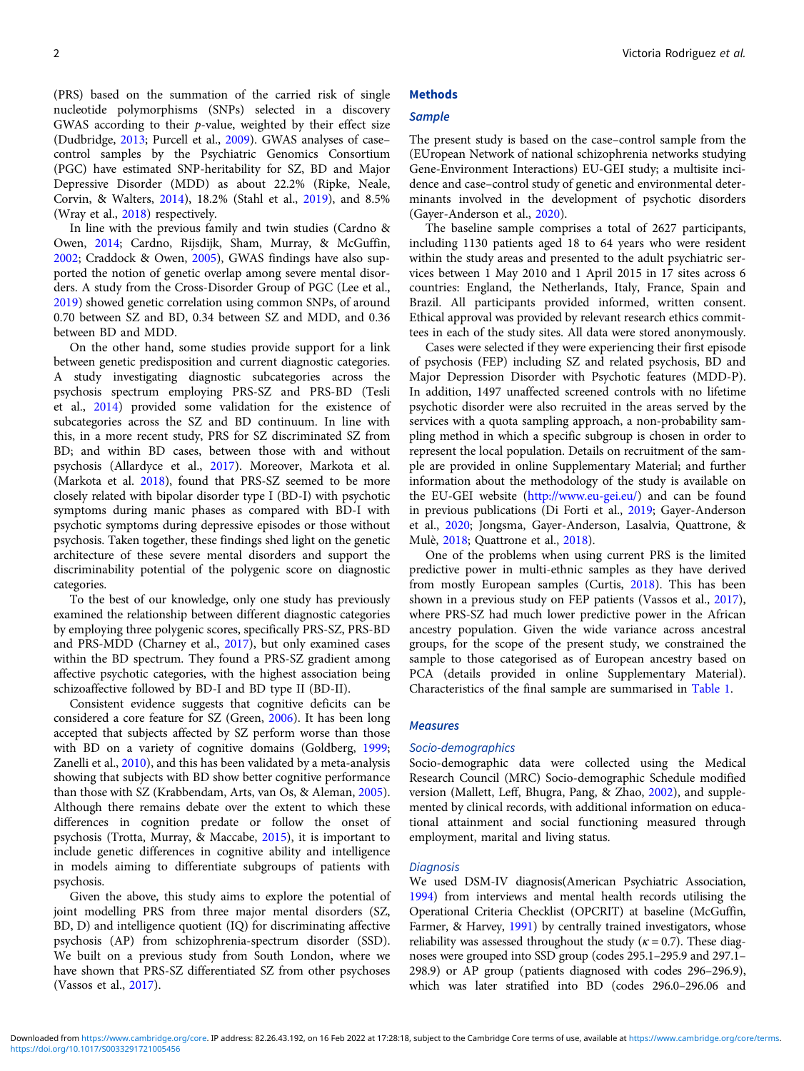(PRS) based on the summation of the carried risk of single nucleotide polymorphisms (SNPs) selected in a discovery GWAS according to their *p*-value, weighted by their effect size (Dudbridge, 2013; Purcell et al., 2009). GWAS analyses of case–control samples by the Psychiatric Genomics Consortium (PGC) have estimated SNP-heritability for SZ, BD and Major Depressive Disorder (MDD) as about 22.2% (Ripke, Neale, Corvin, & Walters, 2014), 18.2% (Stahl et al., 2019), and 8.5% (Wray et al., 2018) respectively.

In line with the previous family and twin studies (Cardno & Owen, 2014; Cardno, Rijsdijk, Sham, Murray, & McGuffin, 2002; Craddock & Owen, 2005), GWAS findings have also supported the notion of genetic overlap among severe mental disorders. A study from the Cross-Disorder Group of PGC (Lee et al., 2019) showed genetic correlation using common SNPs, of around 0.70 between SZ and BD, 0.34 between SZ and MDD, and 0.36 between BD and MDD.

On the other hand, some studies provide support for a link between genetic predisposition and current diagnostic categories. A study investigating diagnostic subcategories across the psychosis spectrum employing PRS-SZ and PRS-BD (Tesli et al., 2014) provided some validation for the existence of subcategories across the SZ and BD continuum. In line with this, in a more recent study, PRS for SZ discriminated SZ from BD; and within BD cases, between those with and without psychosis (Allardyce et al., 2017). Moreover, Markota et al. (Markota et al. 2018), found that PRS-SZ seemed to be more closely related with bipolar disorder type I (BD-I) with psychotic symptoms during manic phases as compared with BD-I with psychotic symptoms during depressive episodes or those without psychosis. Taken together, these findings shed light on the genetic architecture of these severe mental disorders and support the discriminability potential of the polygenic score on diagnostic categories.

To the best of our knowledge, only one study has previously examined the relationship between different diagnostic categories by employing three polygenic scores, specifically PRS-SZ, PRS-BD and PRS-MDD (Charney et al., 2017), but only examined cases within the BD spectrum. They found a PRS-SZ gradient among affective psychotic categories, with the highest association being schizoaffective followed by BD-I and BD type II (BD-II).

Consistent evidence suggests that cognitive deficits can be considered a core feature for SZ (Green, 2006). It has been long accepted that subjects affected by SZ perform worse than those with BD on a variety of cognitive domains (Goldberg, 1999; Zanelli et al., 2010), and this has been validated by a meta-analysis showing that subjects with BD show better cognitive performance than those with SZ (Krabbendam, Arts, van Os, & Aleman, 2005). Although there remains debate over the extent to which these differences in cognition predate or follow the onset of psychosis (Trotta, Murray, & Maccabe, 2015), it is important to include genetic differences in cognitive ability and intelligence in models aiming to differentiate subgroups of patients with psychosis.

Given the above, this study aims to explore the potential of joint modelling PRS from three major mental disorders (SZ, BD, D) and intelligence quotient (IQ) for discriminating affective psychosis (AP) from schizophrenia-spectrum disorder (SSD). We built on a previous study from South London, where we have shown that PRS-SZ differentiated SZ from other psychoses (Vassos et al., 2017).

## Methods

### Sample

The present study is based on the case–control sample from the (EUropean Network of national schizophrenia networks studying Gene-Environment Interactions) EU-GEI study; a multisite incidence and case–control study of genetic and environmental determinants involved in the development of psychotic disorders (Gayer-Anderson et al., 2020).

The baseline sample comprises a total of 2627 participants, including 1130 patients aged 18 to 64 years who were resident within the study areas and presented to the adult psychiatric services between 1 May 2010 and 1 April 2015 in 17 sites across 6 countries: England, the Netherlands, Italy, France, Spain and Brazil. All participants provided informed, written consent. Ethical approval was provided by relevant research ethics committees in each of the study sites. All data were stored anonymously.

Cases were selected if they were experiencing their first episode of psychosis (FEP) including SZ and related psychosis, BD and Major Depression Disorder with Psychotic features (MDD-P). In addition, 1497 unaffected screened controls with no lifetime psychotic disorder were also recruited in the areas served by the services with a quota sampling approach, a non-probability sampling method in which a specific subgroup is chosen in order to represent the local population. Details on recruitment of the sample are provided in online Supplementary Material; and further information about the methodology of the study is available on the EU-GEI website (http://www.eu-gei.eu/) and can be found in previous publications (Di Forti et al., 2019; Gayer-Anderson et al., 2020; Jongsma, Gayer-Anderson, Lasalvia, Quattrone, & Mulè, 2018; Quattrone et al., 2018).

One of the problems when using current PRS is the limited predictive power in multi-ethnic samples as they have derived from mostly European samples (Curtis, 2018). This has been shown in a previous study on FEP patients (Vassos et al., 2017), where PRS-SZ had much lower predictive power in the African ancestry population. Given the wide variance across ancestral groups, for the scope of the present study, we constrained the sample to those categorised as of European ancestry based on PCA (details provided in online Supplementary Material). Characteristics of the final sample are summarised in Table 1.

### Measures

#### Socio-demographics

Socio-demographic data were collected using the Medical Research Council (MRC) Socio-demographic Schedule modified version (Mallett, Leff, Bhugra, Pang, & Zhao, 2002), and supplemented by clinical records, with additional information on educational attainment and social functioning measured through employment, marital and living status.

#### Diagnosis

We used DSM-IV diagnosis(American Psychiatric Association, 1994) from interviews and mental health records utilising the Operational Criteria Checklist (OPCRIT) at baseline (McGuffin, Farmer, & Harvey, 1991) by centrally trained investigators, whose reliability was assessed throughout the study ($\kappa = 0.7$). These diagnoses were grouped into SSD group (codes 295.1–295.9 and 297.1–298.9) or AP group (patients diagnosed with codes 296–296.9), which was later stratified into BD (codes 296.0–296.06 and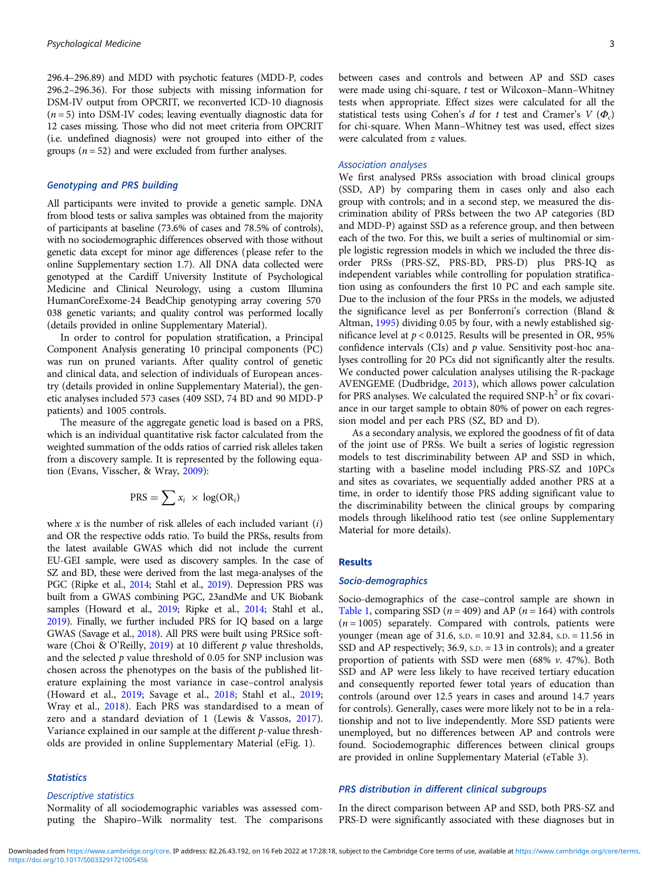296.4–296.89) and MDD with psychotic features (MDD-P, codes 296.2–296.36). For those subjects with missing information for DSM-IV output from OPCRIT, we reconverted ICD-10 diagnosis ($n = 5$) into DSM-IV codes; leaving eventually diagnostic data for 12 cases missing. Those who did not meet criteria from OPCRIT (i.e. undefined diagnosis) were not grouped into either of the groups ($n = 52$) and were excluded from further analyses.

### Genotyping and PRS building

All participants were invited to provide a genetic sample. DNA from blood tests or saliva samples was obtained from the majority of participants at baseline (73.6% of cases and 78.5% of controls), with no sociodemographic differences observed with those without genetic data except for minor age differences (please refer to the online Supplementary section 1.7). All DNA data collected were genotyped at the Cardiff University Institute of Psychological Medicine and Clinical Neurology, using a custom Illumina HumanCoreExome-24 BeadChip genotyping array covering 570 038 genetic variants; and quality control was performed locally (details provided in online Supplementary Material).

In order to control for population stratification, a Principal Component Analysis generating 10 principal components (PC) was run on pruned variants. After quality control of genetic and clinical data, and selection of individuals of European ancestry (details provided in online Supplementary Material), the genetic analyses included 573 cases (409 SSD, 74 BD and 90 MDD-P patients) and 1005 controls.

The measure of the aggregate genetic load is based on a PRS, which is an individual quantitative risk factor calculated from the weighted summation of the odds ratios of carried risk alleles taken from a discovery sample. It is represented by the following equation (Evans, Visscher, & Wray, 2009):

$$\mathrm{PRS} = \sum x_i \times \log(\mathrm{OR}_i)$$

where $x$ is the number of risk alleles of each included variant ($i$) and OR the respective odds ratio. To build the PRSs, results from the latest available GWAS which did not include the current EU-GEI sample, were used as discovery samples. In the case of SZ and BD, these were derived from the last mega-analyses of the PGC (Ripke et al., 2014; Stahl et al., 2019). Depression PRS was built from a GWAS combining PGC, 23andMe and UK Biobank samples (Howard et al., 2019; Ripke et al., 2014; Stahl et al., 2019). Finally, we further included PRS for IQ based on a large GWAS (Savage et al., 2018). All PRS were built using PRSice software (Choi & O'Reilly, 2019) at 10 different $p$ value thresholds, and the selected $p$ value threshold of 0.05 for SNP inclusion was chosen across the phenotypes on the basis of the published literature explaining the most variance in case–control analysis (Howard et al., 2019; Savage et al., 2018; Stahl et al., 2019; Wray et al., 2018). Each PRS was standardised to a mean of zero and a standard deviation of 1 (Lewis & Vassos, 2017). Variance explained in our sample at the different $p$-value thresholds are provided in online Supplementary Material (eFig. 1).

### Statistics

#### Descriptive statistics

Normality of all sociodemographic variables was assessed computing the Shapiro–Wilk normality test. The comparisons between cases and controls and between AP and SSD cases were made using chi-square, $t$ test or Wilcoxon–Mann–Whitney tests when appropriate. Effect sizes were calculated for all the statistical tests using Cohen's $d$ for $t$ test and Cramer's $V$ ($\Phi_c$) for chi-square. When Mann–Whitney test was used, effect sizes were calculated from $z$ values.

#### Association analyses

We first analysed PRSs association with broad clinical groups (SSD, AP) by comparing them in cases only and also each group with controls; and in a second step, we measured the discrimination ability of PRSs between the two AP categories (BD and MDD-P) against SSD as a reference group, and then between each of the two. For this, we built a series of multinomial or simple logistic regression models in which we included the three disorder PRSs (PRS-SZ, PRS-BD, PRS-D) plus PRS-IQ as independent variables while controlling for population stratification using as confounders the first 10 PC and each sample site. Due to the inclusion of the four PRSs in the models, we adjusted the significance level as per Bonferroni's correction (Bland & Altman, 1995) dividing 0.05 by four, with a newly established significance level at $p < 0.0125$. Results will be presented in OR, 95% confidence intervals (CIs) and $p$ value. Sensitivity post-hoc analyses controlling for 20 PCs did not significantly alter the results. We conducted power calculation analyses utilising the R-package AVENGEME (Dudbridge, 2013), which allows power calculation for PRS analyses. We calculated the required SNP-$h^2$ or fix covariance in our target sample to obtain 80% of power on each regression model and per each PRS (SZ, BD and D).

As a secondary analysis, we explored the goodness of fit of data of the joint use of PRSs. We built a series of logistic regression models to test discriminability between AP and SSD in which, starting with a baseline model including PRS-SZ and 10PCs and sites as covariates, we sequentially added another PRS at a time, in order to identify those PRS adding significant value to the discriminability between the clinical groups by comparing models through likelihood ratio test (see online Supplementary Material for more details).

## Results

### Socio-demographics

Socio-demographics of the case–control sample are shown in Table 1, comparing SSD ($n = 409$) and AP ($n = 164$) with controls ($n = 1005$) separately. Compared with controls, patients were younger (mean age of 31.6, S.D. = 10.91 and 32.84, S.D. = 11.56 in SSD and AP respectively; 36.9, S.D. = 13 in controls); and a greater proportion of patients with SSD were men (68% *v.* 47%). Both SSD and AP were less likely to have received tertiary education and consequently reported fewer total years of education than controls (around over 12.5 years in cases and around 14.7 years for controls). Generally, cases were more likely not to be in a relationship and not to live independently. More SSD patients were unemployed, but no differences between AP and controls were found. Sociodemographic differences between clinical groups are provided in online Supplementary Material (eTable 3).

### PRS distribution in different clinical subgroups

In the direct comparison between AP and SSD, both PRS-SZ and PRS-D were significantly associated with these diagnoses but in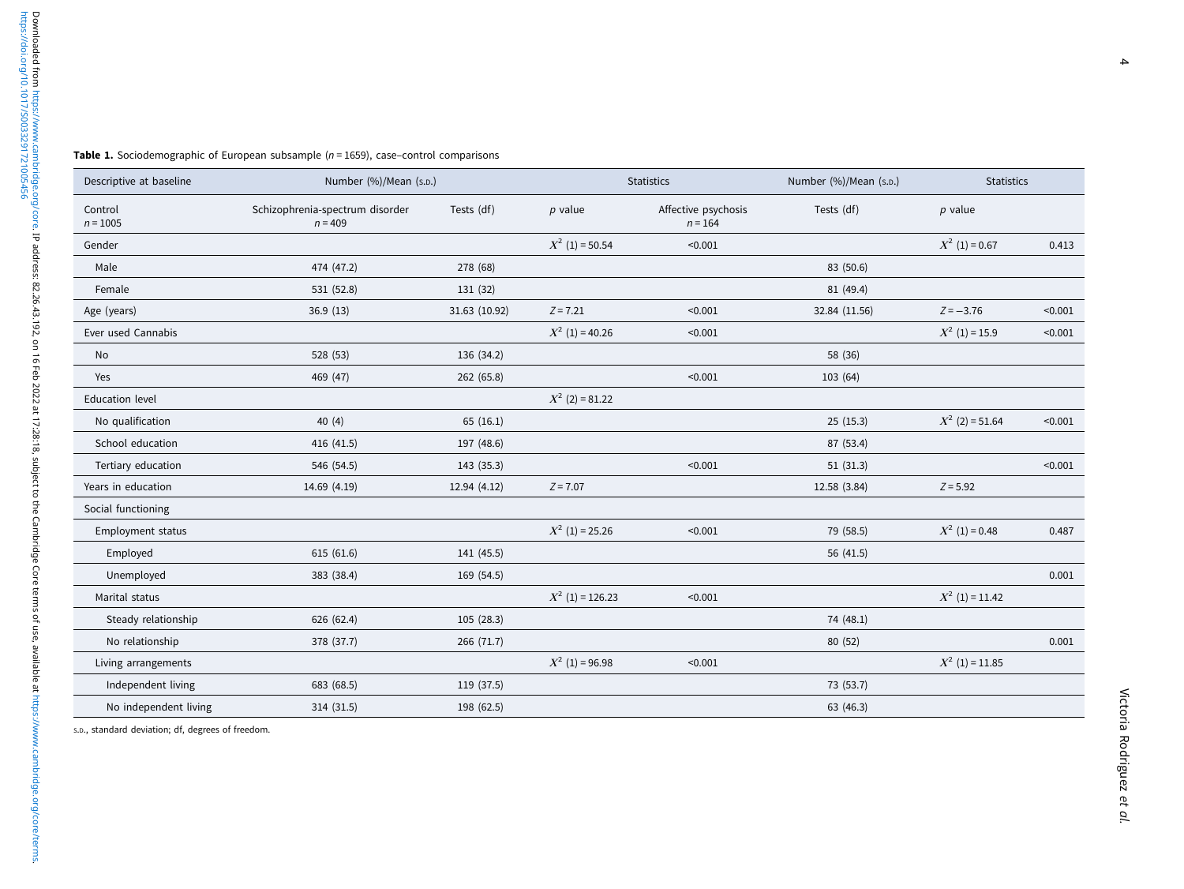**Table 1.** Sociodemographic of European subsample ($n = 1659$), case–control comparisons

| Descriptive at baseline | Number (%)/Mean (S.D.) | | Statistics | | Number (%)/Mean (S.D.) | Statistics | |
|---|---|---|---|---|---|---|---|
| Control $n = 1005$ | Schizophrenia-spectrum disorder $n = 409$ | Tests (df) | $p$ value | Affective psychosis $n = 164$ | Tests (df) | $p$ value | |
| Gender | | | $X^2$ (1) = 50.54 | <0.001 | | $X^2$ (1) = 0.67 | 0.413 |
| Male | 474 (47.2) | 278 (68) | | | 83 (50.6) | | |
| Female | 531 (52.8) | 131 (32) | | | 81 (49.4) | | |
| Age (years) | 36.9 (13) | 31.63 (10.92) | $Z = 7.21$ | <0.001 | 32.84 (11.56) | $Z = -3.76$ | <0.001 |
| Ever used Cannabis | | | $X^2$ (1) = 40.26 | <0.001 | | $X^2$ (1) = 15.9 | <0.001 |
| No | 528 (53) | 136 (34.2) | | | 58 (36) | | |
| Yes | 469 (47) | 262 (65.8) | | <0.001 | 103 (64) | | |
| Education level | | | $X^2$ (2) = 81.22 | | | | |
| No qualification | 40 (4) | 65 (16.1) | | | 25 (15.3) | $X^2$ (2) = 51.64 | <0.001 |
| School education | 416 (41.5) | 197 (48.6) | | | 87 (53.4) | | |
| Tertiary education | 546 (54.5) | 143 (35.3) | | <0.001 | 51 (31.3) | | <0.001 |
| Years in education | 14.69 (4.19) | 12.94 (4.12) | $Z = 7.07$ | | 12.58 (3.84) | $Z = 5.92$ | |
| Social functioning | | | | | | | |
| Employment status | | | $X^2$ (1) = 25.26 | <0.001 | 79 (58.5) | $X^2$ (1) = 0.48 | 0.487 |
| Employed | 615 (61.6) | 141 (45.5) | | | 56 (41.5) | | |
| Unemployed | 383 (38.4) | 169 (54.5) | | | | | 0.001 |
| Marital status | | | $X^2$ (1) = 126.23 | <0.001 | | $X^2$ (1) = 11.42 | |
| Steady relationship | 626 (62.4) | 105 (28.3) | | | 74 (48.1) | | |
| No relationship | 378 (37.7) | 266 (71.7) | | | 80 (52) | | 0.001 |
| Living arrangements | | | $X^2$ (1) = 96.98 | <0.001 | | $X^2$ (1) = 11.85 | |
| Independent living | 683 (68.5) | 119 (37.5) | | | 73 (53.7) | | |
| No independent living | 314 (31.5) | 198 (62.5) | | | 63 (46.3) | | |

S.D., standard deviation; df, degrees of freedom.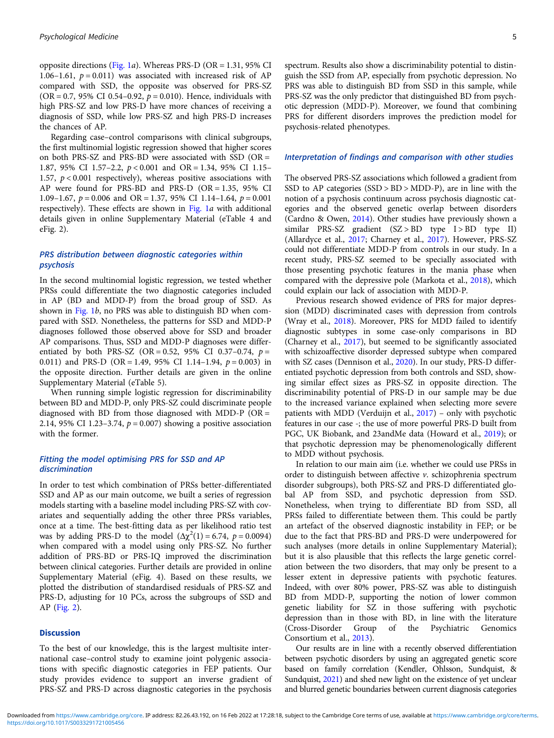opposite directions (Fig. 1*a*). Whereas PRS-D (OR = 1.31, 95% CI 1.06–1.61, $p = 0.011$) was associated with increased risk of AP compared with SSD, the opposite was observed for PRS-SZ (OR = 0.7, 95% CI 0.54–0.92, $p = 0.010$). Hence, individuals with high PRS-SZ and low PRS-D have more chances of receiving a diagnosis of SSD, while low PRS-SZ and high PRS-D increases the chances of AP.

Regarding case–control comparisons with clinical subgroups, the first multinomial logistic regression showed that higher scores on both PRS-SZ and PRS-BD were associated with SSD (OR = 1.87, 95% CI 1.57–2.2, $p < 0.001$ and OR = 1.34, 95% CI 1.15–1.57, $p < 0.001$ respectively), whereas positive associations with AP were found for PRS-BD and PRS-D (OR = 1.35, 95% CI 1.09–1.67, $p = 0.006$ and OR = 1.37, 95% CI 1.14–1.64, $p = 0.001$ respectively). These effects are shown in Fig. 1*a* with additional details given in online Supplementary Material (eTable 4 and eFig. 2).

### PRS distribution between diagnostic categories within psychosis

In the second multinomial logistic regression, we tested whether PRSs could differentiate the two diagnostic categories included in AP (BD and MDD-P) from the broad group of SSD. As shown in Fig. 1*b*, no PRS was able to distinguish BD when compared with SSD. Nonetheless, the patterns for SSD and MDD-P diagnoses followed those observed above for SSD and broader AP comparisons. Thus, SSD and MDD-P diagnoses were differentiated by both PRS-SZ (OR = 0.52, 95% CI 0.37–0.74, $p = 0.011$) and PRS-D (OR = 1.49, 95% CI 1.14–1.94, $p = 0.003$) in the opposite direction. Further details are given in the online Supplementary Material (eTable 5).

When running simple logistic regression for discriminability between BD and MDD-P, only PRS-SZ could discriminate people diagnosed with BD from those diagnosed with MDD-P (OR = 2.14, 95% CI 1.23–3.74, $p = 0.007$) showing a positive association with the former.

### Fitting the model optimising PRS for SSD and AP discrimination

In order to test which combination of PRSs better-differentiated SSD and AP as our main outcome, we built a series of regression models starting with a baseline model including PRS-SZ with covariates and sequentially adding the other three PRSs variables, once at a time. The best-fitting data as per likelihood ratio test was by adding PRS-D to the model ($\Delta\chi^2(1) = 6.74$, $p = 0.0094$) when compared with a model using only PRS-SZ. No further addition of PRS-BD or PRS-IQ improved the discrimination between clinical categories. Further details are provided in online Supplementary Material (eFig. 4). Based on these results, we plotted the distribution of standardised residuals of PRS-SZ and PRS-D, adjusting for 10 PCs, across the subgroups of SSD and AP (Fig. 2).

## Discussion

To the best of our knowledge, this is the largest multisite international case–control study to examine joint polygenic associations with specific diagnostic categories in FEP patients. Our study provides evidence to support an inverse gradient of PRS-SZ and PRS-D across diagnostic categories in the psychosis spectrum. Results also show a discriminability potential to distinguish the SSD from AP, especially from psychotic depression. No PRS was able to distinguish BD from SSD in this sample, while PRS-SZ was the only predictor that distinguished BD from psychotic depression (MDD-P). Moreover, we found that combining PRS for different disorders improves the prediction model for psychosis-related phenotypes.

### Interpretation of findings and comparison with other studies

The observed PRS-SZ associations which followed a gradient from SSD to AP categories (SSD > BD > MDD-P), are in line with the notion of a psychosis continuum across psychosis diagnostic categories and the observed genetic overlap between disorders (Cardno & Owen, 2014). Other studies have previously shown a similar PRS-SZ gradient (SZ > BD type I > BD type II) (Allardyce et al., 2017; Charney et al., 2017). However, PRS-SZ could not differentiate MDD-P from controls in our study. In a recent study, PRS-SZ seemed to be specially associated with those presenting psychotic features in the mania phase when compared with the depressive pole (Markota et al., 2018), which could explain our lack of association with MDD-P.

Previous research showed evidence of PRS for major depression (MDD) discriminated cases with depression from controls (Wray et al., 2018). Moreover, PRS for MDD failed to identify diagnostic subtypes in some case-only comparisons in BD (Charney et al., 2017), but seemed to be significantly associated with schizoaffective disorder depressed subtype when compared with SZ cases (Dennison et al., 2020). In our study, PRS-D differentiated psychotic depression from both controls and SSD, showing similar effect sizes as PRS-SZ in opposite direction. The discriminability potential of PRS-D in our sample may be due to the increased variance explained when selecting more severe patients with MDD (Verduijn et al., 2017) – only with psychotic features in our case -; the use of more powerful PRS-D built from PGC, UK Biobank, and 23andMe data (Howard et al., 2019); or that psychotic depression may be phenomenologically different to MDD without psychosis.

In relation to our main aim (i.e. whether we could use PRSs in order to distinguish between affective *v.* schizophrenia spectrum disorder subgroups), both PRS-SZ and PRS-D differentiated global AP from SSD, and psychotic depression from SSD. Nonetheless, when trying to differentiate BD from SSD, all PRSs failed to differentiate between them. This could be partly an artefact of the observed diagnostic instability in FEP; or be due to the fact that PRS-BD and PRS-D were underpowered for such analyses (more details in online Supplementary Material); but it is also plausible that this reflects the large genetic correlation between the two disorders, that may only be present to a lesser extent in depressive patients with psychotic features. Indeed, with over 80% power, PRS-SZ was able to distinguish BD from MDD-P, supporting the notion of lower common genetic liability for SZ in those suffering with psychotic depression than in those with BD, in line with the literature (Cross-Disorder Group of the Psychiatric Genomics Consortium et al., 2013).

Our results are in line with a recently observed differentiation between psychotic disorders by using an aggregated genetic score based on family correlation (Kendler, Ohlsson, Sundquist, & Sundquist, 2021) and shed new light on the existence of yet unclear and blurred genetic boundaries between current diagnosis categories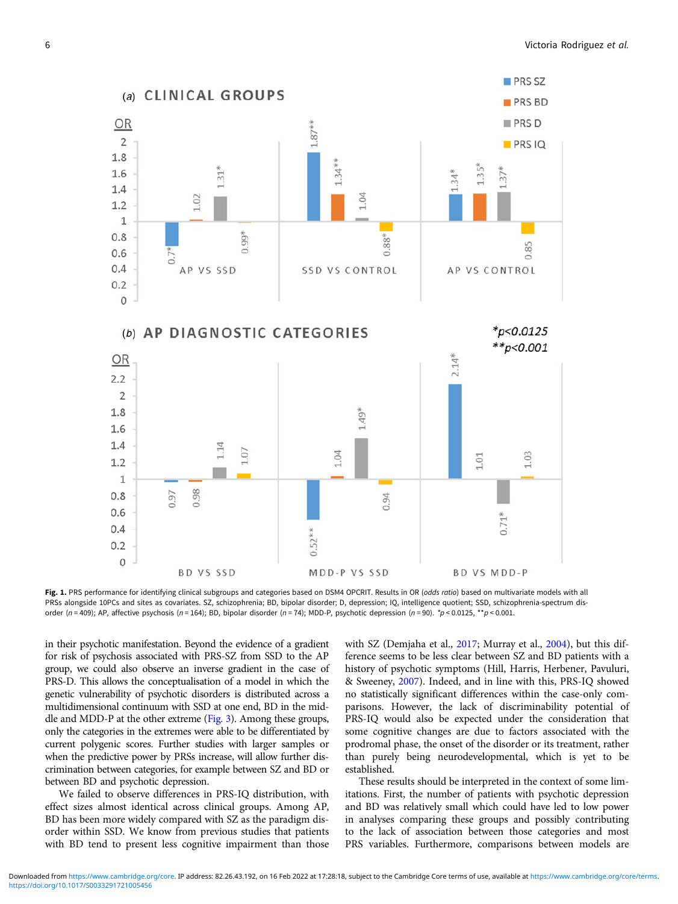**Fig. 1.** PRS performance for identifying clinical subgroups and categories based on DSM4 OPCRIT. Results in OR (*odds ratio*) based on multivariate models with all PRSs alongside 10PCs and sites as covariates. SZ, schizophrenia; BD, bipolar disorder; D, depression; IQ, intelligence quotient; SSD, schizophrenia-spectrum disorder ($n = 409$); AP, affective psychosis ($n = 164$); BD, bipolar disorder ($n = 74$); MDD-P, psychotic depression ($n = 90$). *$p < 0.0125$, **$p < 0.001$.

in their psychotic manifestation. Beyond the evidence of a gradient for risk of psychosis associated with PRS-SZ from SSD to the AP group, we could also observe an inverse gradient in the case of PRS-D. This allows the conceptualisation of a model in which the genetic vulnerability of psychotic disorders is distributed across a multidimensional continuum with SSD at one end, BD in the middle and MDD-P at the other extreme (Fig. 3). Among these groups, only the categories in the extremes were able to be differentiated by current polygenic scores. Further studies with larger samples or when the predictive power by PRSs increase, will allow further discrimination between categories, for example between SZ and BD or between BD and psychotic depression.

We failed to observe differences in PRS-IQ distribution, with effect sizes almost identical across clinical groups. Among AP, BD has been more widely compared with SZ as the paradigm disorder within SSD. We know from previous studies that patients with BD tend to present less cognitive impairment than those with SZ (Demjaha et al., 2017; Murray et al., 2004), but this difference seems to be less clear between SZ and BD patients with a history of psychotic symptoms (Hill, Harris, Herbener, Pavuluri, & Sweeney, 2007). Indeed, and in line with this, PRS-IQ showed no statistically significant differences within the case-only comparisons. However, the lack of discriminability potential of PRS-IQ would also be expected under the consideration that some cognitive changes are due to factors associated with the prodromal phase, the onset of the disorder or its treatment, rather than purely being neurodevelopmental, which is yet to be established.

These results should be interpreted in the context of some limitations. First, the number of patients with psychotic depression and BD was relatively small which could have led to low power in analyses comparing these groups and possibly contributing to the lack of association between those categories and most PRS variables. Furthermore, comparisons between models are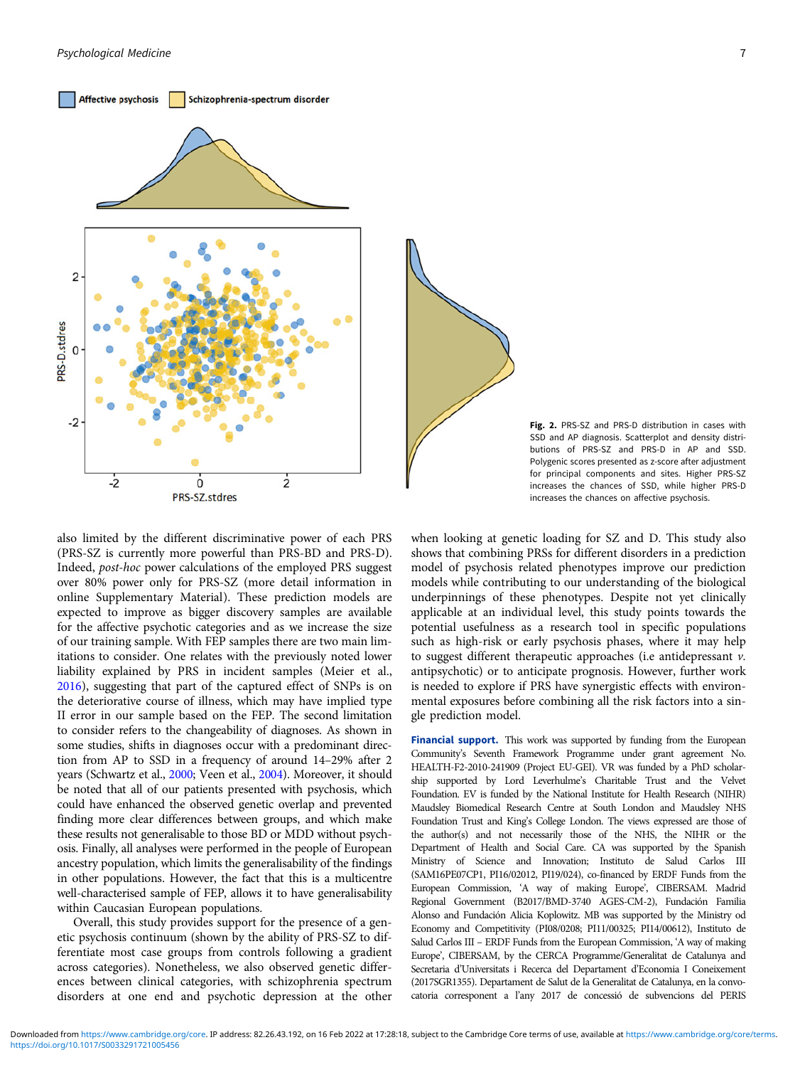Fig. 2. PRS-SZ and PRS-D distribution in cases with SSD and AP diagnosis. Scatterplot and density distributions of PRS-SZ and PRS-D in AP and SSD. Polygenic scores presented as z-score after adjustment for principal components and sites. Higher PRS-SZ increases the chances of SSD, while higher PRS-D increases the chances on affective psychosis.

also limited by the different discriminative power of each PRS (PRS-SZ is currently more powerful than PRS-BD and PRS-D). Indeed, *post-hoc* power calculations of the employed PRS suggest over 80% power only for PRS-SZ (more detail information in online Supplementary Material). These prediction models are expected to improve as bigger discovery samples are available for the affective psychotic categories and as we increase the size of our training sample. With FEP samples there are two main limitations to consider. One relates with the previously noted lower liability explained by PRS in incident samples (Meier et al., 2016), suggesting that part of the captured effect of SNPs is on the deteriorative course of illness, which may have implied type II error in our sample based on the FEP. The second limitation to consider refers to the changeability of diagnoses. As shown in some studies, shifts in diagnoses occur with a predominant direction from AP to SSD in a frequency of around 14–29% after 2 years (Schwartz et al., 2000; Veen et al., 2004). Moreover, it should be noted that all of our patients presented with psychosis, which could have enhanced the observed genetic overlap and prevented finding more clear differences between groups, and which make these results not generalisable to those BD or MDD without psychosis. Finally, all analyses were performed in the people of European ancestry population, which limits the generalisability of the findings in other populations. However, the fact that this is a multicentre well-characterised sample of FEP, allows it to have generalisability within Caucasian European populations.

Overall, this study provides support for the presence of a genetic psychosis continuum (shown by the ability of PRS-SZ to differentiate most case groups from controls following a gradient across categories). Nonetheless, we also observed genetic differences between clinical categories, with schizophrenia spectrum disorders at one end and psychotic depression at the other when looking at genetic loading for SZ and D. This study also shows that combining PRSs for different disorders in a prediction model of psychosis related phenotypes improve our prediction models while contributing to our understanding of the biological underpinnings of these phenotypes. Despite not yet clinically applicable at an individual level, this study points towards the potential usefulness as a research tool in specific populations such as high-risk or early psychosis phases, where it may help to suggest different therapeutic approaches (i.e antidepressant *v.* antipsychotic) or to anticipate prognosis. However, further work is needed to explore if PRS have synergistic effects with environmental exposures before combining all the risk factors into a single prediction model.

**Financial support.** This work was supported by funding from the European Community's Seventh Framework Programme under grant agreement No. HEALTH-F2-2010-241909 (Project EU-GEI). VR was funded by a PhD scholarship supported by Lord Leverhulme's Charitable Trust and the Velvet Foundation. EV is funded by the National Institute for Health Research (NIHR) Maudsley Biomedical Research Centre at South London and Maudsley NHS Foundation Trust and King's College London. The views expressed are those of the author(s) and not necessarily those of the NHS, the NIHR or the Department of Health and Social Care. CA was supported by the Spanish Ministry of Science and Innovation; Instituto de Salud Carlos III (SAM16PE07CP1, PI16/02012, PI19/024), co-financed by ERDF Funds from the European Commission, 'A way of making Europe', CIBERSAM. Madrid Regional Government (B2017/BMD-3740 AGES-CM-2), Fundación Familia Alonso and Fundación Alicia Koplowitz. MB was supported by the Ministry od Economy and Competitivity (PI08/0208; PI11/00325; PI14/00612), Instituto de Salud Carlos III – ERDF Funds from the European Commission, 'A way of making Europe', CIBERSAM, by the CERCA Programme/Generalitat de Catalunya and Secretaria d'Universitats i Recerca del Departament d'Economia I Coneixement (2017SGR1355). Departament de Salut de la Generalitat de Catalunya, en la convocatoria corresponent a l'any 2017 de concessió de subvencions del PERIS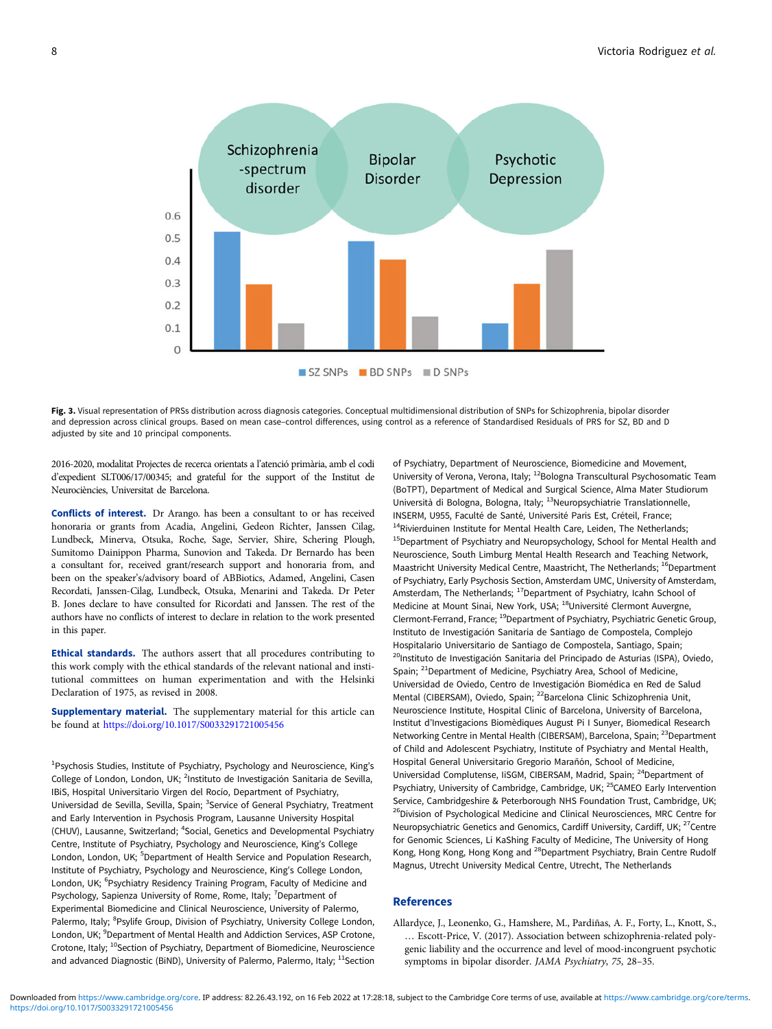Fig. 3. Visual representation of PRSs distribution across diagnosis categories. Conceptual multidimensional distribution of SNPs for Schizophrenia, bipolar disorder and depression across clinical groups. Based on mean case–control differences, using control as a reference of Standardised Residuals of PRS for SZ, BD and D adjusted by site and 10 principal components.

2016-2020, modalitat Projectes de recerca orientats a l'atenció primària, amb el codi d'expedient SLT006/17/00345; and grateful for the support of the Institut de Neurociències, Universitat de Barcelona.

**Conflicts of interest.** Dr Arango. has been a consultant to or has received honoraria or grants from Acadia, Angelini, Gedeon Richter, Janssen Cilag, Lundbeck, Minerva, Otsuka, Roche, Sage, Servier, Shire, Schering Plough, Sumitomo Dainippon Pharma, Sunovion and Takeda. Dr Bernardo has been a consultant for, received grant/research support and honoraria from, and been on the speaker's/advisory board of ABBiotics, Adamed, Angelini, Casen Recordati, Janssen-Cilag, Lundbeck, Otsuka, Menarini and Takeda. Dr Peter B. Jones declare to have consulted for Ricordati and Janssen. The rest of the authors have no conflicts of interest to declare in relation to the work presented in this paper.

**Ethical standards.** The authors assert that all procedures contributing to this work comply with the ethical standards of the relevant national and institutional committees on human experimentation and with the Helsinki Declaration of 1975, as revised in 2008.

**Supplementary material.** The supplementary material for this article can be found at https://doi.org/10.1017/S0033291721005456

[1]Psychosis Studies, Institute of Psychiatry, Psychology and Neuroscience, King's College of London, London, UK; [2]Instituto de Investigación Sanitaria de Sevilla, IBiS, Hospital Universitario Virgen del Rocío, Department of Psychiatry, Universidad de Sevilla, Sevilla, Spain; [3]Service of General Psychiatry, Treatment and Early Intervention in Psychosis Program, Lausanne University Hospital (CHUV), Lausanne, Switzerland; [4]Social, Genetics and Developmental Psychiatry Centre, Institute of Psychiatry, Psychology and Neuroscience, King's College London, London, UK; [5]Department of Health Service and Population Research, Institute of Psychiatry, Psychology and Neuroscience, King's College London, London, UK; [6]Psychiatry Residency Training Program, Faculty of Medicine and Psychology, Sapienza University of Rome, Rome, Italy; [7]Department of Experimental Biomedicine and Clinical Neuroscience, University of Palermo, Palermo, Italy; [8]Psylife Group, Division of Psychiatry, University College London, London, UK; [9]Department of Mental Health and Addiction Services, ASP Crotone, Crotone, Italy; [10]Section of Psychiatry, Department of Biomedicine, Neuroscience and advanced Diagnostic (BiND), University of Palermo, Palermo, Italy; [11]Section of Psychiatry, Department of Neuroscience, Biomedicine and Movement, University of Verona, Verona, Italy; [12]Bologna Transcultural Psychosomatic Team (BoTPT), Department of Medical and Surgical Science, Alma Mater Studiorum Università di Bologna, Bologna, Italy; [13]Neuropsychiatrie Translationnelle, INSERM, U955, Faculté de Santé, Université Paris Est, Créteil, France; [14]Rivierduinen Institute for Mental Health Care, Leiden, The Netherlands; [15]Department of Psychiatry and Neuropsychology, School for Mental Health and Neuroscience, South Limburg Mental Health Research and Teaching Network, Maastricht University Medical Centre, Maastricht, The Netherlands; [16]Department of Psychiatry, Early Psychosis Section, Amsterdam UMC, University of Amsterdam, Amsterdam, The Netherlands; [17]Department of Psychiatry, Icahn School of Medicine at Mount Sinai, New York, USA; [18]Université Clermont Auvergne, Clermont-Ferrand, France; [19]Department of Psychiatry, Psychiatric Genetic Group, Instituto de Investigación Sanitaria de Santiago de Compostela, Complejo Hospitalario Universitario de Santiago de Compostela, Santiago, Spain; [20]Instituto de Investigación Sanitaria del Principado de Asturias (ISPA), Oviedo, Spain; [21]Department of Medicine, Psychiatry Area, School of Medicine, Universidad de Oviedo, Centro de Investigación Biomédica en Red de Salud Mental (CIBERSAM), Oviedo, Spain; [22]Barcelona Clinic Schizophrenia Unit, Neuroscience Institute, Hospital Clinic of Barcelona, University of Barcelona, Institut d'Investigacions Biomèdiques August Pi I Sunyer, Biomedical Research Networking Centre in Mental Health (CIBERSAM), Barcelona, Spain; [23]Department of Child and Adolescent Psychiatry, Institute of Psychiatry and Mental Health, Hospital General Universitario Gregorio Marañón, School of Medicine, Universidad Complutense, IiSGM, CIBERSAM, Madrid, Spain; [24]Department of Psychiatry, University of Cambridge, Cambridge, UK; [25]CAMEO Early Intervention Service, Cambridgeshire & Peterborough NHS Foundation Trust, Cambridge, UK; [26]Division of Psychological Medicine and Clinical Neurosciences, MRC Centre for Neuropsychiatric Genetics and Genomics, Cardiff University, Cardiff, UK; [27]Centre for Genomic Sciences, Li KaShing Faculty of Medicine, The University of Hong Kong, Hong Kong, Hong Kong and [28]Department Psychiatry, Brain Centre Rudolf Magnus, Utrecht University Medical Centre, Utrecht, The Netherlands

## References

Allardyce, J., Leonenko, G., Hamshere, M., Pardiñas, A. F., Forty, L., Knott, S., … Escott-Price, V. (2017). Association between schizophrenia-related polygenic liability and the occurrence and level of mood-incongruent psychotic symptoms in bipolar disorder. *JAMA Psychiatry*, *75*, 28–35.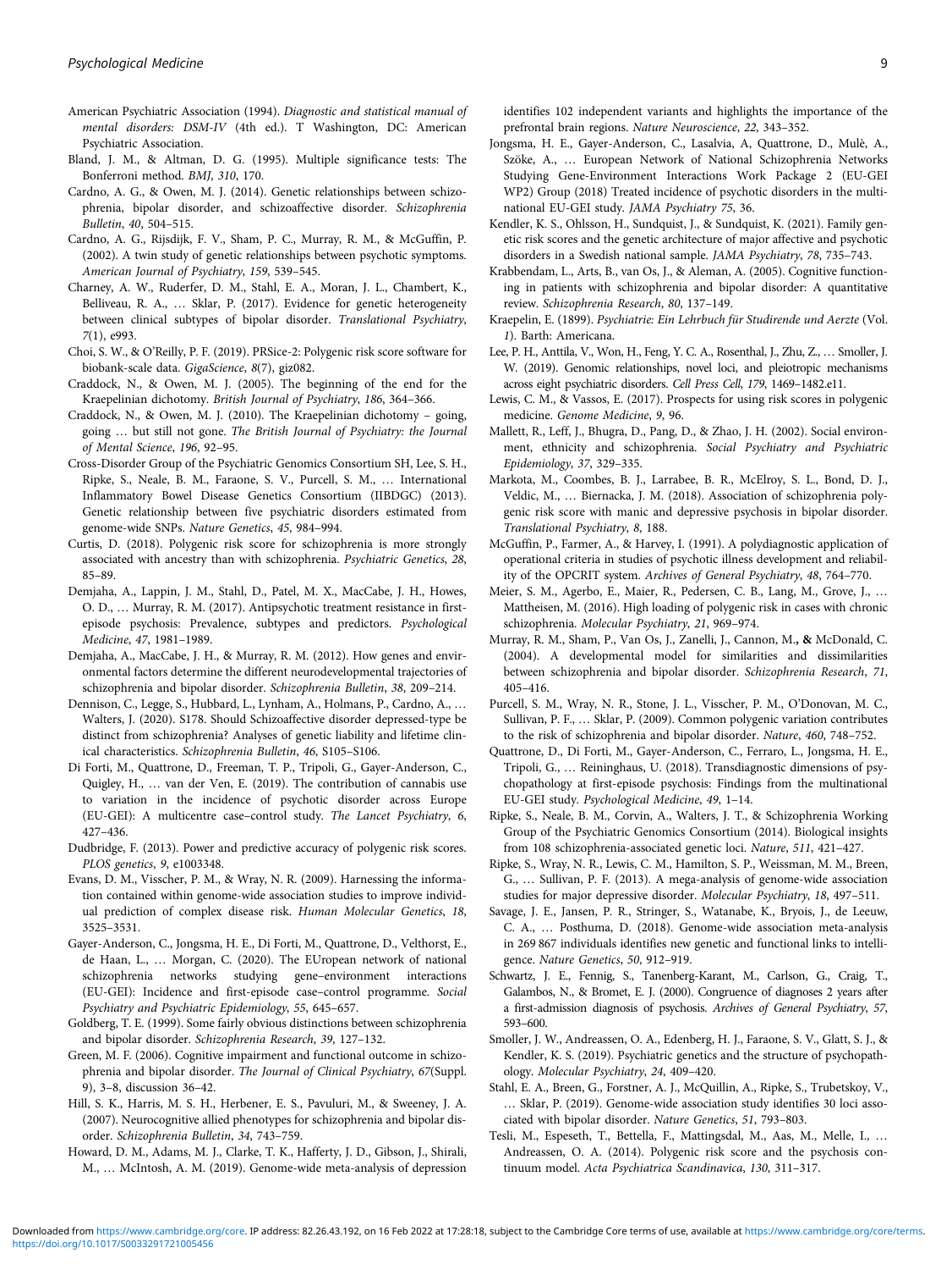American Psychiatric Association (1994). *Diagnostic and statistical manual of mental disorders: DSM-IV* (4th ed.). T Washington, DC: American Psychiatric Association.

Bland, J. M., & Altman, D. G. (1995). Multiple significance tests: The Bonferroni method. *BMJ*, *310*, 170.

Cardno, A. G., & Owen, M. J. (2014). Genetic relationships between schizophrenia, bipolar disorder, and schizoaffective disorder. *Schizophrenia Bulletin*, *40*, 504–515.

Cardno, A. G., Rijsdijk, F. V., Sham, P. C., Murray, R. M., & McGuffin, P. (2002). A twin study of genetic relationships between psychotic symptoms. *American Journal of Psychiatry*, *159*, 539–545.

Charney, A. W., Ruderfer, D. M., Stahl, E. A., Moran, J. L., Chambert, K., Belliveau, R. A., … Sklar, P. (2017). Evidence for genetic heterogeneity between clinical subtypes of bipolar disorder. *Translational Psychiatry*, *7*(1), e993.

Choi, S. W., & O'Reilly, P. F. (2019). PRSice-2: Polygenic risk score software for biobank-scale data. *GigaScience*, *8*(7), giz082.

Craddock, N., & Owen, M. J. (2005). The beginning of the end for the Kraepelinian dichotomy. *British Journal of Psychiatry*, *186*, 364–366.

Craddock, N., & Owen, M. J. (2010). The Kraepelinian dichotomy – going, going … but still not gone. *The British Journal of Psychiatry: the Journal of Mental Science*, *196*, 92–95.

Cross-Disorder Group of the Psychiatric Genomics Consortium SH, Lee, S. H., Ripke, S., Neale, B. M., Faraone, S. V., Purcell, S. M., … International Inflammatory Bowel Disease Genetics Consortium (IIBDGC) (2013). Genetic relationship between five psychiatric disorders estimated from genome-wide SNPs. *Nature Genetics*, *45*, 984–994.

Curtis, D. (2018). Polygenic risk score for schizophrenia is more strongly associated with ancestry than with schizophrenia. *Psychiatric Genetics*, *28*, 85–89.

Demjaha, A., Lappin, J. M., Stahl, D., Patel, M. X., MacCabe, J. H., Howes, O. D., … Murray, R. M. (2017). Antipsychotic treatment resistance in first-episode psychosis: Prevalence, subtypes and predictors. *Psychological Medicine*, *47*, 1981–1989.

Demjaha, A., MacCabe, J. H., & Murray, R. M. (2012). How genes and environmental factors determine the different neurodevelopmental trajectories of schizophrenia and bipolar disorder. *Schizophrenia Bulletin*, *38*, 209–214.

Dennison, C., Legge, S., Hubbard, L., Lynham, A., Holmans, P., Cardno, A., … Walters, J. (2020). S178. Should Schizoaffective disorder depressed-type be distinct from schizophrenia? Analyses of genetic liability and lifetime clinical characteristics. *Schizophrenia Bulletin*, *46*, S105–S106.

Di Forti, M., Quattrone, D., Freeman, T. P., Tripoli, G., Gayer-Anderson, C., Quigley, H., … van der Ven, E. (2019). The contribution of cannabis use to variation in the incidence of psychotic disorder across Europe (EU-GEI): A multicentre case–control study. *The Lancet Psychiatry*, *6*, 427–436.

Dudbridge, F. (2013). Power and predictive accuracy of polygenic risk scores. *PLOS genetics*, *9*, e1003348.

Evans, D. M., Visscher, P. M., & Wray, N. R. (2009). Harnessing the information contained within genome-wide association studies to improve individual prediction of complex disease risk. *Human Molecular Genetics*, *18*, 3525–3531.

Gayer-Anderson, C., Jongsma, H. E., Di Forti, M., Quattrone, D., Velthorst, E., de Haan, L., … Morgan, C. (2020). The EUropean network of national schizophrenia networks studying gene–environment interactions (EU-GEI): Incidence and first-episode case–control programme. *Social Psychiatry and Psychiatric Epidemiology*, *55*, 645–657.

Goldberg, T. E. (1999). Some fairly obvious distinctions between schizophrenia and bipolar disorder. *Schizophrenia Research*, *39*, 127–132.

Green, M. F. (2006). Cognitive impairment and functional outcome in schizophrenia and bipolar disorder. *The Journal of Clinical Psychiatry*, *67*(Suppl. 9), 3–8, discussion 36–42.

Hill, S. K., Harris, M. S. H., Herbener, E. S., Pavuluri, M., & Sweeney, J. A. (2007). Neurocognitive allied phenotypes for schizophrenia and bipolar disorder. *Schizophrenia Bulletin*, *34*, 743–759.

Howard, D. M., Adams, M. J., Clarke, T. K., Hafferty, J. D., Gibson, J., Shirali, M., … McIntosh, A. M. (2019). Genome-wide meta-analysis of depression identifies 102 independent variants and highlights the importance of the prefrontal brain regions. *Nature Neuroscience*, *22*, 343–352.

Jongsma, H. E., Gayer-Anderson, C., Lasalvia, A, Quattrone, D., Mulè, A., Szöke, A., … European Network of National Schizophrenia Networks Studying Gene-Environment Interactions Work Package 2 (EU-GEI WP2) Group (2018) Treated incidence of psychotic disorders in the multinational EU-GEI study. *JAMA Psychiatry 75*, 36.

Kendler, K. S., Ohlsson, H., Sundquist, J., & Sundquist, K. (2021). Family genetic risk scores and the genetic architecture of major affective and psychotic disorders in a Swedish national sample. *JAMA Psychiatry*, *78*, 735–743.

Krabbendam, L., Arts, B., van Os, J., & Aleman, A. (2005). Cognitive functioning in patients with schizophrenia and bipolar disorder: A quantitative review. *Schizophrenia Research*, *80*, 137–149.

Kraepelin, E. (1899). *Psychiatrie: Ein Lehrbuch für Studirende und Aerzte* (Vol. *1*). Barth: Americana.

Lee, P. H., Anttila, V., Won, H., Feng, Y. C. A., Rosenthal, J., Zhu, Z., … Smoller, J. W. (2019). Genomic relationships, novel loci, and pleiotropic mechanisms across eight psychiatric disorders. *Cell Press Cell*, *179*, 1469–1482.e11.

Lewis, C. M., & Vassos, E. (2017). Prospects for using risk scores in polygenic medicine. *Genome Medicine*, *9*, 96.

Mallett, R., Leff, J., Bhugra, D., Pang, D., & Zhao, J. H. (2002). Social environment, ethnicity and schizophrenia. *Social Psychiatry and Psychiatric Epidemiology*, *37*, 329–335.

Markota, M., Coombes, B. J., Larrabee, B. R., McElroy, S. L., Bond, D. J., Veldic, M., … Biernacka, J. M. (2018). Association of schizophrenia polygenic risk score with manic and depressive psychosis in bipolar disorder. *Translational Psychiatry*, *8*, 188.

McGuffin, P., Farmer, A., & Harvey, I. (1991). A polydiagnostic application of operational criteria in studies of psychotic illness development and reliability of the OPCRIT system. *Archives of General Psychiatry*, *48*, 764–770.

Meier, S. M., Agerbo, E., Maier, R., Pedersen, C. B., Lang, M., Grove, J., … Mattheisen, M. (2016). High loading of polygenic risk in cases with chronic schizophrenia. *Molecular Psychiatry*, *21*, 969–974.

Murray, R. M., Sham, P., Van Os, J., Zanelli, J., Cannon, M., **&** McDonald, C. (2004). A developmental model for similarities and dissimilarities between schizophrenia and bipolar disorder. *Schizophrenia Research*, *71*, 405–416.

Purcell, S. M., Wray, N. R., Stone, J. L., Visscher, P. M., O'Donovan, M. C., Sullivan, P. F., … Sklar, P. (2009). Common polygenic variation contributes to the risk of schizophrenia and bipolar disorder. *Nature*, *460*, 748–752.

Quattrone, D., Di Forti, M., Gayer-Anderson, C., Ferraro, L., Jongsma, H. E., Tripoli, G., … Reininghaus, U. (2018). Transdiagnostic dimensions of psychopathology at first-episode psychosis: Findings from the multinational EU-GEI study. *Psychological Medicine*, *49*, 1–14.

Ripke, S., Neale, B. M., Corvin, A., Walters, J. T., & Schizophrenia Working Group of the Psychiatric Genomics Consortium (2014). Biological insights from 108 schizophrenia-associated genetic loci. *Nature*, *511*, 421–427.

Ripke, S., Wray, N. R., Lewis, C. M., Hamilton, S. P., Weissman, M. M., Breen, G., … Sullivan, P. F. (2013). A mega-analysis of genome-wide association studies for major depressive disorder. *Molecular Psychiatry*, *18*, 497–511.

Savage, J. E., Jansen, P. R., Stringer, S., Watanabe, K., Bryois, J., de Leeuw, C. A., … Posthuma, D. (2018). Genome-wide association meta-analysis in 269 867 individuals identifies new genetic and functional links to intelligence. *Nature Genetics*, *50*, 912–919.

Schwartz, J. E., Fennig, S., Tanenberg-Karant, M., Carlson, G., Craig, T., Galambos, N., & Bromet, E. J. (2000). Congruence of diagnoses 2 years after a first-admission diagnosis of psychosis. *Archives of General Psychiatry*, *57*, 593–600.

Smoller, J. W., Andreassen, O. A., Edenberg, H. J., Faraone, S. V., Glatt, S. J., & Kendler, K. S. (2019). Psychiatric genetics and the structure of psychopathology. *Molecular Psychiatry*, *24*, 409–420.

Stahl, E. A., Breen, G., Forstner, A. J., McQuillin, A., Ripke, S., Trubetskoy, V., … Sklar, P. (2019). Genome-wide association study identifies 30 loci associated with bipolar disorder. *Nature Genetics*, *51*, 793–803.

Tesli, M., Espeseth, T., Bettella, F., Mattingsdal, M., Aas, M., Melle, I., … Andreassen, O. A. (2014). Polygenic risk score and the psychosis continuum model. *Acta Psychiatrica Scandinavica*, *130*, 311–317.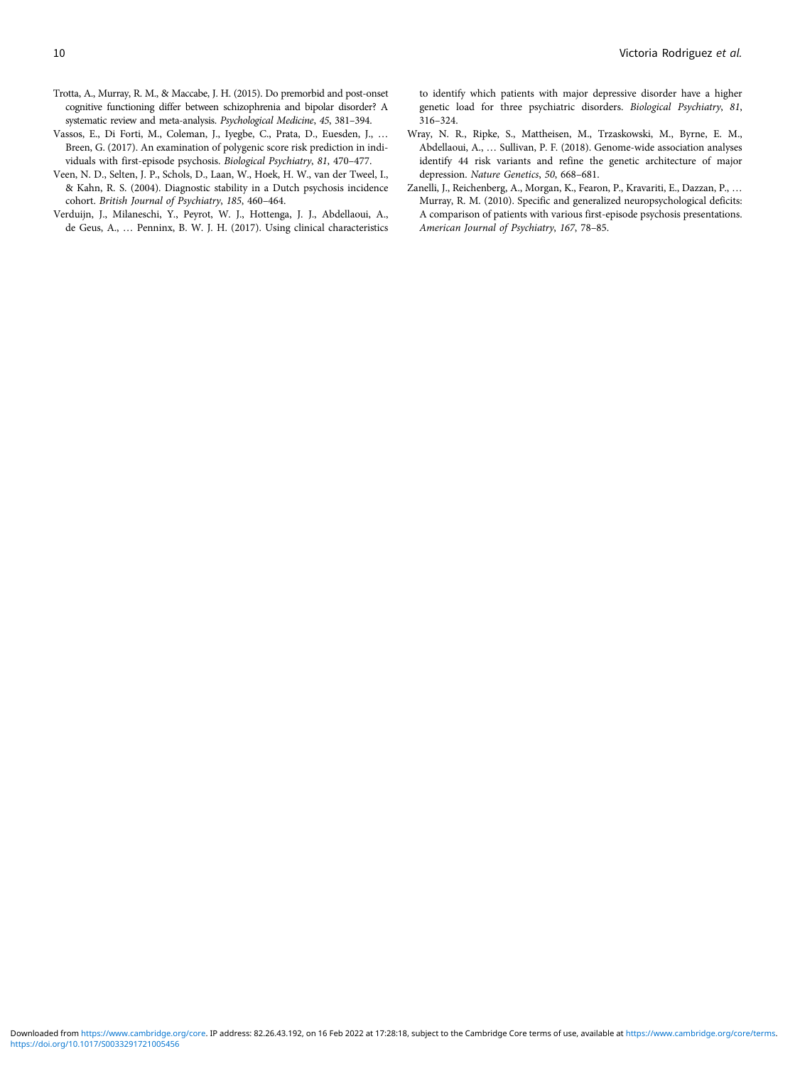Trotta, A., Murray, R. M., & Maccabe, J. H. (2015). Do premorbid and post-onset cognitive functioning differ between schizophrenia and bipolar disorder? A systematic review and meta-analysis. *Psychological Medicine*, *45*, 381–394.

Vassos, E., Di Forti, M., Coleman, J., Iyegbe, C., Prata, D., Euesden, J., … Breen, G. (2017). An examination of polygenic score risk prediction in individuals with first-episode psychosis. *Biological Psychiatry*, *81*, 470–477.

Veen, N. D., Selten, J. P., Schols, D., Laan, W., Hoek, H. W., van der Tweel, I., & Kahn, R. S. (2004). Diagnostic stability in a Dutch psychosis incidence cohort. *British Journal of Psychiatry*, *185*, 460–464.

Verduijn, J., Milaneschi, Y., Peyrot, W. J., Hottenga, J. J., Abdellaoui, A., de Geus, A., … Penninx, B. W. J. H. (2017). Using clinical characteristics to identify which patients with major depressive disorder have a higher genetic load for three psychiatric disorders. *Biological Psychiatry*, *81*, 316–324.

Wray, N. R., Ripke, S., Mattheisen, M., Trzaskowski, M., Byrne, E. M., Abdellaoui, A., … Sullivan, P. F. (2018). Genome-wide association analyses identify 44 risk variants and refine the genetic architecture of major depression. *Nature Genetics*, *50*, 668–681.

Zanelli, J., Reichenberg, A., Morgan, K., Fearon, P., Kravariti, E., Dazzan, P., … Murray, R. M. (2010). Specific and generalized neuropsychological deficits: A comparison of patients with various first-episode psychosis presentations. *American Journal of Psychiatry*, *167*, 78–85.